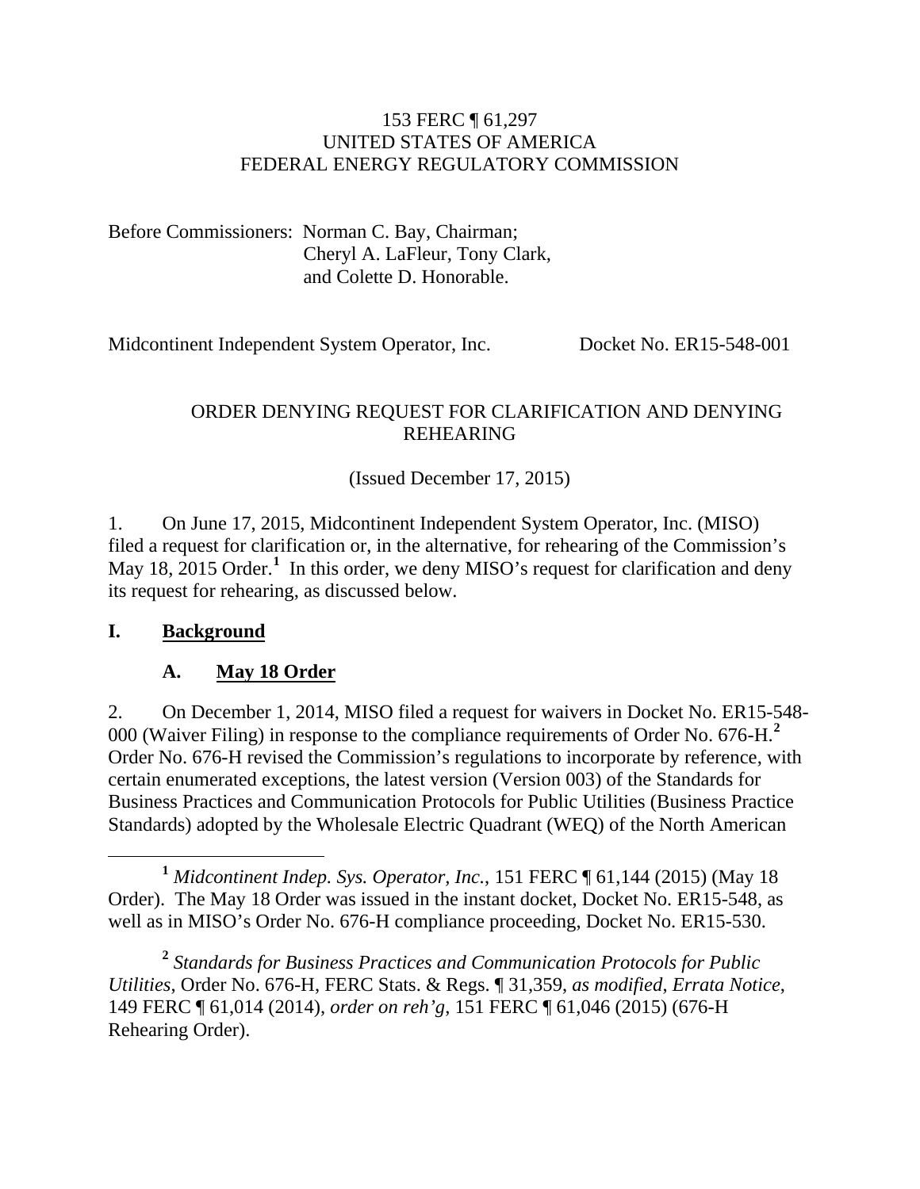153 FERC ¶ 61,297
UNITED STATES OF AMERICA
FEDERAL ENERGY REGULATORY COMMISSION

Before Commissioners: Norman C. Bay, Chairman;
Cheryl A. LaFleur, Tony Clark,
and Colette D. Honorable.

Midcontinent Independent System Operator, Inc. Docket No. ER15-548-001

ORDER DENYING REQUEST FOR CLARIFICATION AND DENYING REHEARING

(Issued December 17, 2015)

1. On June 17, 2015, Midcontinent Independent System Operator, Inc. (MISO) filed a request for clarification or, in the alternative, for rehearing of the Commission's May 18, 2015 Order.[1] In this order, we deny MISO's request for clarification and deny its request for rehearing, as discussed below.

## I. Background

### A. May 18 Order

2. On December 1, 2014, MISO filed a request for waivers in Docket No. ER15-548-000 (Waiver Filing) in response to the compliance requirements of Order No. 676-H.[2] Order No. 676-H revised the Commission's regulations to incorporate by reference, with certain enumerated exceptions, the latest version (Version 003) of the Standards for Business Practices and Communication Protocols for Public Utilities (Business Practice Standards) adopted by the Wholesale Electric Quadrant (WEQ) of the North American

---

[1] *Midcontinent Indep. Sys. Operator, Inc.*, 151 FERC ¶ 61,144 (2015) (May 18 Order). The May 18 Order was issued in the instant docket, Docket No. ER15-548, as well as in MISO's Order No. 676-H compliance proceeding, Docket No. ER15-530.

[2] *Standards for Business Practices and Communication Protocols for Public Utilities*, Order No. 676-H, FERC Stats. & Regs. ¶ 31,359, *as modified*, *Errata Notice*, 149 FERC ¶ 61,014 (2014), *order on reh'g*, 151 FERC ¶ 61,046 (2015) (676-H Rehearing Order).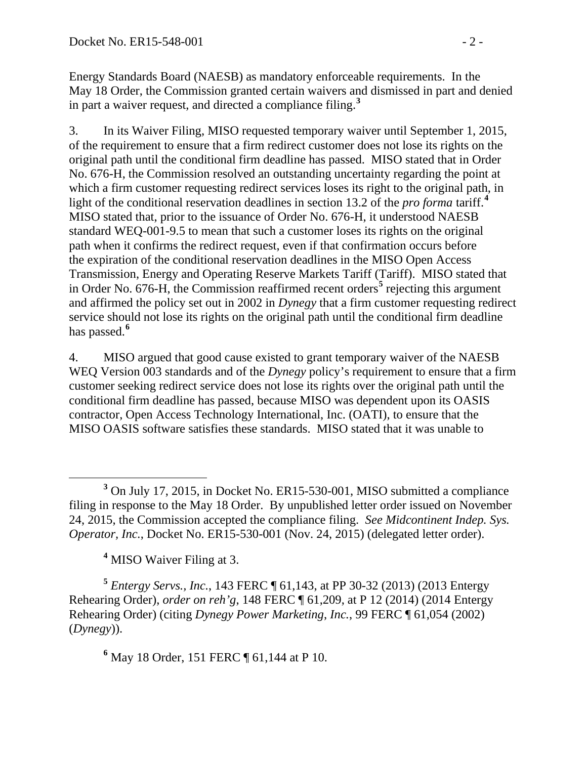Energy Standards Board (NAESB) as mandatory enforceable requirements. In the May 18 Order, the Commission granted certain waivers and dismissed in part and denied in part a waiver request, and directed a compliance filing.[3]

3. In its Waiver Filing, MISO requested temporary waiver until September 1, 2015, of the requirement to ensure that a firm redirect customer does not lose its rights on the original path until the conditional firm deadline has passed. MISO stated that in Order No. 676-H, the Commission resolved an outstanding uncertainty regarding the point at which a firm customer requesting redirect services loses its right to the original path, in light of the conditional reservation deadlines in section 13.2 of the *pro forma* tariff.[4] MISO stated that, prior to the issuance of Order No. 676-H, it understood NAESB standard WEQ-001-9.5 to mean that such a customer loses its rights on the original path when it confirms the redirect request, even if that confirmation occurs before the expiration of the conditional reservation deadlines in the MISO Open Access Transmission, Energy and Operating Reserve Markets Tariff (Tariff). MISO stated that in Order No. 676-H, the Commission reaffirmed recent orders[5] rejecting this argument and affirmed the policy set out in 2002 in *Dynegy* that a firm customer requesting redirect service should not lose its rights on the original path until the conditional firm deadline has passed.[6]

4. MISO argued that good cause existed to grant temporary waiver of the NAESB WEQ Version 003 standards and of the *Dynegy* policy's requirement to ensure that a firm customer seeking redirect service does not lose its rights over the original path until the conditional firm deadline has passed, because MISO was dependent upon its OASIS contractor, Open Access Technology International, Inc. (OATI), to ensure that the MISO OASIS software satisfies these standards. MISO stated that it was unable to

---

[3] On July 17, 2015, in Docket No. ER15-530-001, MISO submitted a compliance filing in response to the May 18 Order. By unpublished letter order issued on November 24, 2015, the Commission accepted the compliance filing. *See Midcontinent Indep. Sys. Operator, Inc.*, Docket No. ER15-530-001 (Nov. 24, 2015) (delegated letter order).

[4] MISO Waiver Filing at 3.

[5] *Entergy Servs., Inc.*, 143 FERC ¶ 61,143, at PP 30-32 (2013) (2013 Entergy Rehearing Order), *order on reh'g*, 148 FERC ¶ 61,209, at P 12 (2014) (2014 Entergy Rehearing Order) (citing *Dynegy Power Marketing, Inc.*, 99 FERC ¶ 61,054 (2002) (*Dynegy*)).

[6] May 18 Order, 151 FERC ¶ 61,144 at P 10.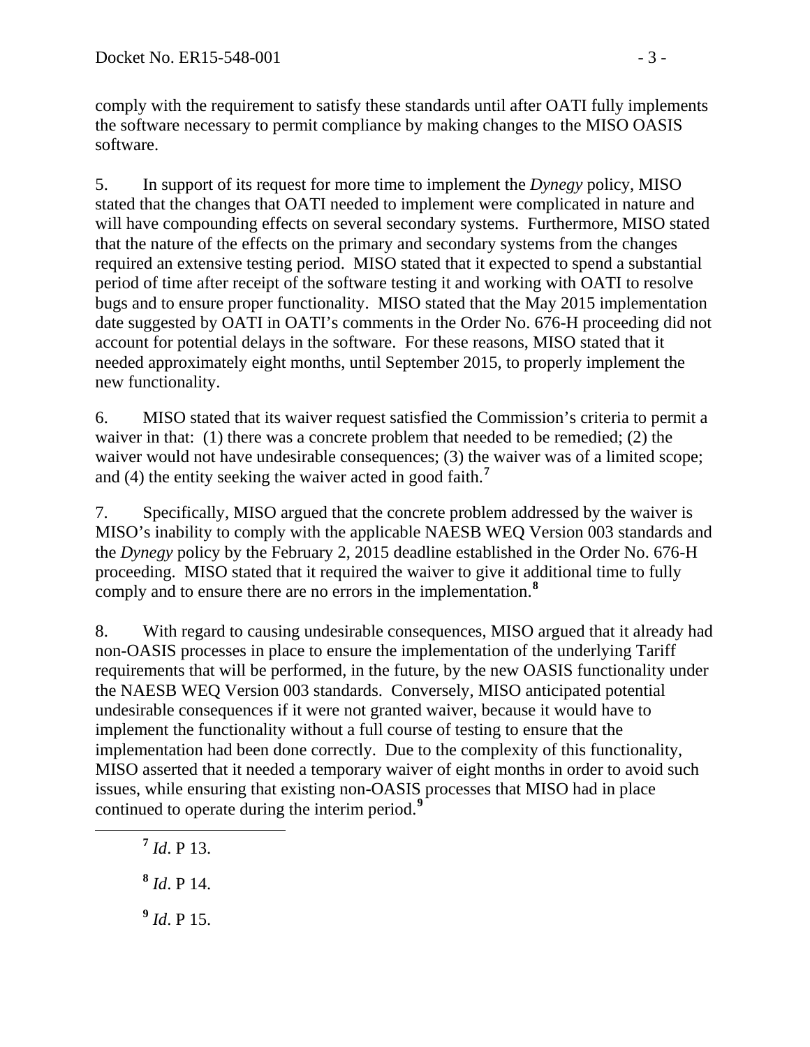comply with the requirement to satisfy these standards until after OATI fully implements the software necessary to permit compliance by making changes to the MISO OASIS software.

5. In support of its request for more time to implement the *Dynegy* policy, MISO stated that the changes that OATI needed to implement were complicated in nature and will have compounding effects on several secondary systems. Furthermore, MISO stated that the nature of the effects on the primary and secondary systems from the changes required an extensive testing period. MISO stated that it expected to spend a substantial period of time after receipt of the software testing it and working with OATI to resolve bugs and to ensure proper functionality. MISO stated that the May 2015 implementation date suggested by OATI in OATI's comments in the Order No. 676-H proceeding did not account for potential delays in the software. For these reasons, MISO stated that it needed approximately eight months, until September 2015, to properly implement the new functionality.

6. MISO stated that its waiver request satisfied the Commission's criteria to permit a waiver in that: (1) there was a concrete problem that needed to be remedied; (2) the waiver would not have undesirable consequences; (3) the waiver was of a limited scope; and (4) the entity seeking the waiver acted in good faith.[7]

7. Specifically, MISO argued that the concrete problem addressed by the waiver is MISO's inability to comply with the applicable NAESB WEQ Version 003 standards and the *Dynegy* policy by the February 2, 2015 deadline established in the Order No. 676-H proceeding. MISO stated that it required the waiver to give it additional time to fully comply and to ensure there are no errors in the implementation.[8]

8. With regard to causing undesirable consequences, MISO argued that it already had non-OASIS processes in place to ensure the implementation of the underlying Tariff requirements that will be performed, in the future, by the new OASIS functionality under the NAESB WEQ Version 003 standards. Conversely, MISO anticipated potential undesirable consequences if it were not granted waiver, because it would have to implement the functionality without a full course of testing to ensure that the implementation had been done correctly. Due to the complexity of this functionality, MISO asserted that it needed a temporary waiver of eight months in order to avoid such issues, while ensuring that existing non-OASIS processes that MISO had in place continued to operate during the interim period.[9]

---

[7] *Id*. P 13.

[8] *Id*. P 14.

[9] *Id*. P 15.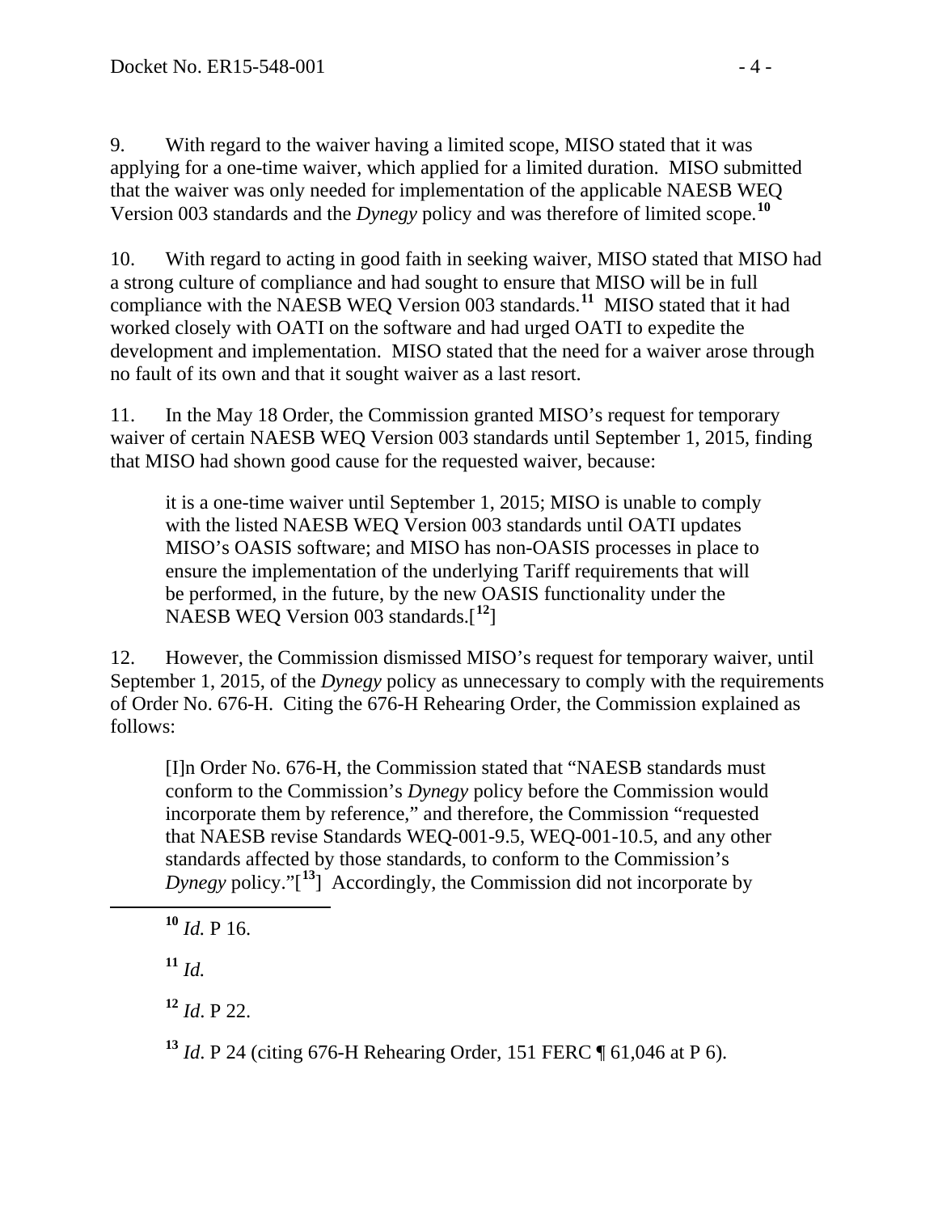9. With regard to the waiver having a limited scope, MISO stated that it was applying for a one-time waiver, which applied for a limited duration. MISO submitted that the waiver was only needed for implementation of the applicable NAESB WEQ Version 003 standards and the *Dynegy* policy and was therefore of limited scope.[10]

10. With regard to acting in good faith in seeking waiver, MISO stated that MISO had a strong culture of compliance and had sought to ensure that MISO will be in full compliance with the NAESB WEQ Version 003 standards.[11] MISO stated that it had worked closely with OATI on the software and had urged OATI to expedite the development and implementation. MISO stated that the need for a waiver arose through no fault of its own and that it sought waiver as a last resort.

11. In the May 18 Order, the Commission granted MISO's request for temporary waiver of certain NAESB WEQ Version 003 standards until September 1, 2015, finding that MISO had shown good cause for the requested waiver, because:

> it is a one-time waiver until September 1, 2015; MISO is unable to comply with the listed NAESB WEQ Version 003 standards until OATI updates MISO's OASIS software; and MISO has non-OASIS processes in place to ensure the implementation of the underlying Tariff requirements that will be performed, in the future, by the new OASIS functionality under the NAESB WEQ Version 003 standards.[12]

12. However, the Commission dismissed MISO's request for temporary waiver, until September 1, 2015, of the *Dynegy* policy as unnecessary to comply with the requirements of Order No. 676-H. Citing the 676-H Rehearing Order, the Commission explained as follows:

> [I]n Order No. 676-H, the Commission stated that "NAESB standards must conform to the Commission's *Dynegy* policy before the Commission would incorporate them by reference," and therefore, the Commission "requested that NAESB revise Standards WEQ-001-9.5, WEQ-001-10.5, and any other standards affected by those standards, to conform to the Commission's *Dynegy* policy."[13] Accordingly, the Commission did not incorporate by

---

[10] *Id.* P 16.

[11] *Id.*

[12] *Id*. P 22.

[13] *Id*. P 24 (citing 676-H Rehearing Order, 151 FERC ¶ 61,046 at P 6).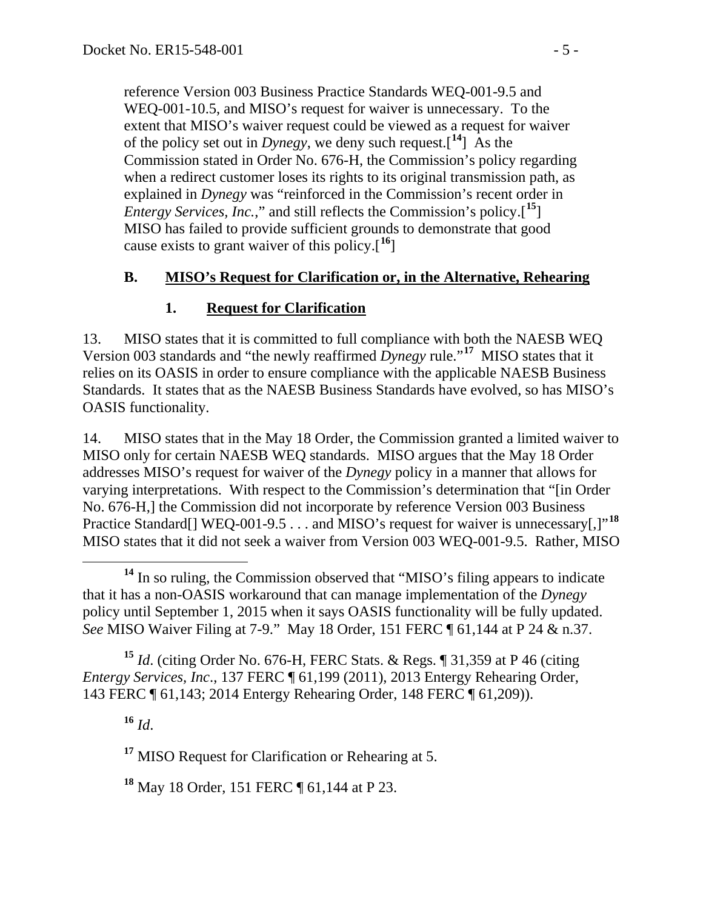reference Version 003 Business Practice Standards WEQ-001-9.5 and WEQ-001-10.5, and MISO's request for waiver is unnecessary. To the extent that MISO's waiver request could be viewed as a request for waiver of the policy set out in *Dynegy*, we deny such request.[14] As the Commission stated in Order No. 676-H, the Commission's policy regarding when a redirect customer loses its rights to its original transmission path, as explained in *Dynegy* was "reinforced in the Commission's recent order in *Entergy Services, Inc.*," and still reflects the Commission's policy.[15] MISO has failed to provide sufficient grounds to demonstrate that good cause exists to grant waiver of this policy.[16]

### B. MISO's Request for Clarification or, in the Alternative, Rehearing

#### 1. Request for Clarification

13. MISO states that it is committed to full compliance with both the NAESB WEQ Version 003 standards and "the newly reaffirmed *Dynegy* rule."[17] MISO states that it relies on its OASIS in order to ensure compliance with the applicable NAESB Business Standards. It states that as the NAESB Business Standards have evolved, so has MISO's OASIS functionality.

14. MISO states that in the May 18 Order, the Commission granted a limited waiver to MISO only for certain NAESB WEQ standards. MISO argues that the May 18 Order addresses MISO's request for waiver of the *Dynegy* policy in a manner that allows for varying interpretations. With respect to the Commission's determination that "[in Order No. 676-H,] the Commission did not incorporate by reference Version 003 Business Practice Standard[] WEQ-001-9.5 . . . and MISO's request for waiver is unnecessary[,]"[18] MISO states that it did not seek a waiver from Version 003 WEQ-001-9.5. Rather, MISO

---

[14] In so ruling, the Commission observed that "MISO's filing appears to indicate that it has a non-OASIS workaround that can manage implementation of the *Dynegy* policy until September 1, 2015 when it says OASIS functionality will be fully updated. *See* MISO Waiver Filing at 7-9." May 18 Order, 151 FERC ¶ 61,144 at P 24 & n.37.

[15] *Id*. (citing Order No. 676-H, FERC Stats. & Regs. ¶ 31,359 at P 46 (citing *Entergy Services, Inc*., 137 FERC ¶ 61,199 (2011), 2013 Entergy Rehearing Order, 143 FERC ¶ 61,143; 2014 Entergy Rehearing Order, 148 FERC ¶ 61,209)).

[16] *Id*.

[17] MISO Request for Clarification or Rehearing at 5.

[18] May 18 Order, 151 FERC ¶ 61,144 at P 23.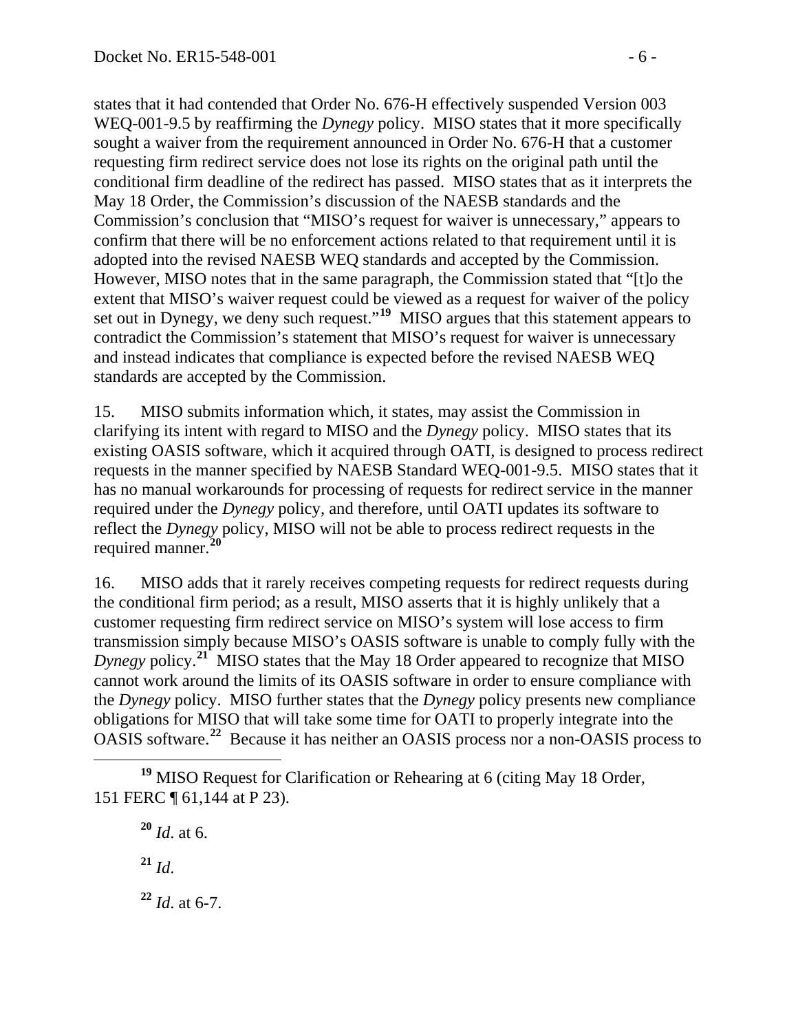states that it had contended that Order No. 676-H effectively suspended Version 003 WEQ-001-9.5 by reaffirming the *Dynegy* policy. MISO states that it more specifically sought a waiver from the requirement announced in Order No. 676-H that a customer requesting firm redirect service does not lose its rights on the original path until the conditional firm deadline of the redirect has passed. MISO states that as it interprets the May 18 Order, the Commission's discussion of the NAESB standards and the Commission's conclusion that "MISO's request for waiver is unnecessary," appears to confirm that there will be no enforcement actions related to that requirement until it is adopted into the revised NAESB WEQ standards and accepted by the Commission. However, MISO notes that in the same paragraph, the Commission stated that "[t]o the extent that MISO's waiver request could be viewed as a request for waiver of the policy set out in Dynegy, we deny such request."[19] MISO argues that this statement appears to contradict the Commission's statement that MISO's request for waiver is unnecessary and instead indicates that compliance is expected before the revised NAESB WEQ standards are accepted by the Commission.

15. MISO submits information which, it states, may assist the Commission in clarifying its intent with regard to MISO and the *Dynegy* policy. MISO states that its existing OASIS software, which it acquired through OATI, is designed to process redirect requests in the manner specified by NAESB Standard WEQ-001-9.5. MISO states that it has no manual workarounds for processing of requests for redirect service in the manner required under the *Dynegy* policy, and therefore, until OATI updates its software to reflect the *Dynegy* policy, MISO will not be able to process redirect requests in the required manner.[20]

16. MISO adds that it rarely receives competing requests for redirect requests during the conditional firm period; as a result, MISO asserts that it is highly unlikely that a customer requesting firm redirect service on MISO's system will lose access to firm transmission simply because MISO's OASIS software is unable to comply fully with the *Dynegy* policy.[21] MISO states that the May 18 Order appeared to recognize that MISO cannot work around the limits of its OASIS software in order to ensure compliance with the *Dynegy* policy. MISO further states that the *Dynegy* policy presents new compliance obligations for MISO that will take some time for OATI to properly integrate into the OASIS software.[22] Because it has neither an OASIS process nor a non-OASIS process to

---

[19] MISO Request for Clarification or Rehearing at 6 (citing May 18 Order, 151 FERC ¶ 61,144 at P 23).

[20] *Id*. at 6.

[21] *Id*.

[22] *Id*. at 6-7.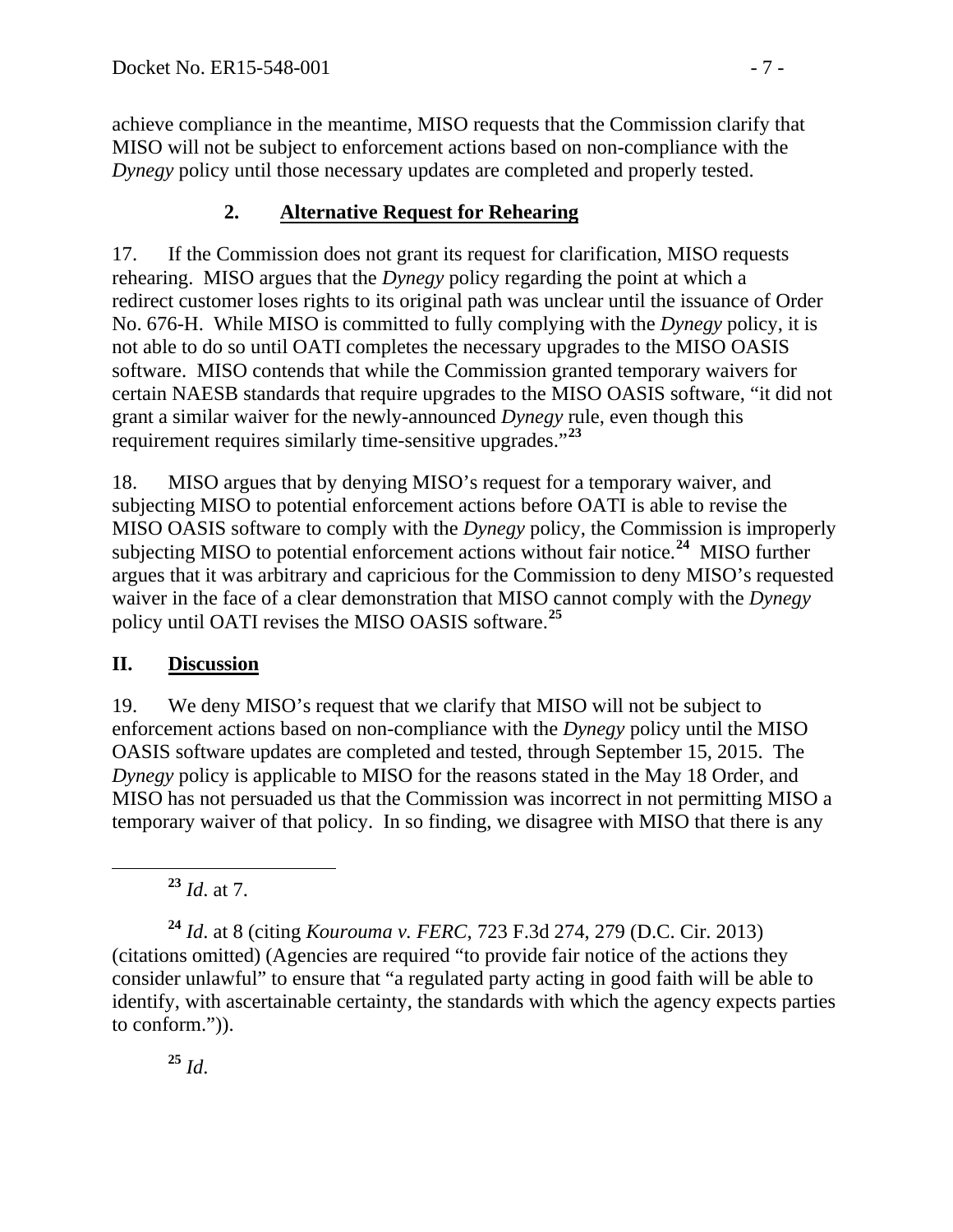achieve compliance in the meantime, MISO requests that the Commission clarify that MISO will not be subject to enforcement actions based on non-compliance with the *Dynegy* policy until those necessary updates are completed and properly tested.

### 2. Alternative Request for Rehearing

17. If the Commission does not grant its request for clarification, MISO requests rehearing. MISO argues that the *Dynegy* policy regarding the point at which a redirect customer loses rights to its original path was unclear until the issuance of Order No. 676-H. While MISO is committed to fully complying with the *Dynegy* policy, it is not able to do so until OATI completes the necessary upgrades to the MISO OASIS software. MISO contends that while the Commission granted temporary waivers for certain NAESB standards that require upgrades to the MISO OASIS software, "it did not grant a similar waiver for the newly-announced *Dynegy* rule, even though this requirement requires similarly time-sensitive upgrades."[23]

18. MISO argues that by denying MISO's request for a temporary waiver, and subjecting MISO to potential enforcement actions before OATI is able to revise the MISO OASIS software to comply with the *Dynegy* policy, the Commission is improperly subjecting MISO to potential enforcement actions without fair notice.[24] MISO further argues that it was arbitrary and capricious for the Commission to deny MISO's requested waiver in the face of a clear demonstration that MISO cannot comply with the *Dynegy* policy until OATI revises the MISO OASIS software.[25]

## II. Discussion

19. We deny MISO's request that we clarify that MISO will not be subject to enforcement actions based on non-compliance with the *Dynegy* policy until the MISO OASIS software updates are completed and tested, through September 15, 2015. The *Dynegy* policy is applicable to MISO for the reasons stated in the May 18 Order, and MISO has not persuaded us that the Commission was incorrect in not permitting MISO a temporary waiver of that policy. In so finding, we disagree with MISO that there is any

---

[23] *Id*. at 7.

[24] *Id*. at 8 (citing *Kourouma v. FERC*, 723 F.3d 274, 279 (D.C. Cir. 2013) (citations omitted) (Agencies are required "to provide fair notice of the actions they consider unlawful" to ensure that "a regulated party acting in good faith will be able to identify, with ascertainable certainty, the standards with which the agency expects parties to conform.")).

[25] *Id*.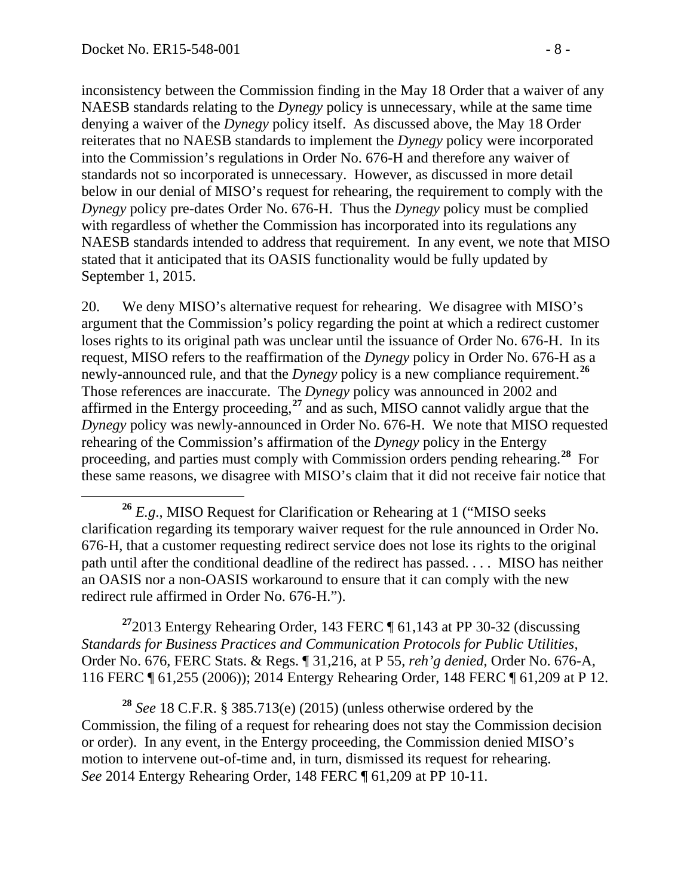inconsistency between the Commission finding in the May 18 Order that a waiver of any NAESB standards relating to the *Dynegy* policy is unnecessary, while at the same time denying a waiver of the *Dynegy* policy itself. As discussed above, the May 18 Order reiterates that no NAESB standards to implement the *Dynegy* policy were incorporated into the Commission's regulations in Order No. 676-H and therefore any waiver of standards not so incorporated is unnecessary. However, as discussed in more detail below in our denial of MISO's request for rehearing, the requirement to comply with the *Dynegy* policy pre-dates Order No. 676-H. Thus the *Dynegy* policy must be complied with regardless of whether the Commission has incorporated into its regulations any NAESB standards intended to address that requirement. In any event, we note that MISO stated that it anticipated that its OASIS functionality would be fully updated by September 1, 2015.

20. We deny MISO's alternative request for rehearing. We disagree with MISO's argument that the Commission's policy regarding the point at which a redirect customer loses rights to its original path was unclear until the issuance of Order No. 676-H. In its request, MISO refers to the reaffirmation of the *Dynegy* policy in Order No. 676-H as a newly-announced rule, and that the *Dynegy* policy is a new compliance requirement.[26] Those references are inaccurate. The *Dynegy* policy was announced in 2002 and affirmed in the Entergy proceeding,[27] and as such, MISO cannot validly argue that the *Dynegy* policy was newly-announced in Order No. 676-H. We note that MISO requested rehearing of the Commission's affirmation of the *Dynegy* policy in the Entergy proceeding, and parties must comply with Commission orders pending rehearing.[28] For these same reasons, we disagree with MISO's claim that it did not receive fair notice that

---

[26] *E.g*., MISO Request for Clarification or Rehearing at 1 ("MISO seeks clarification regarding its temporary waiver request for the rule announced in Order No. 676-H, that a customer requesting redirect service does not lose its rights to the original path until after the conditional deadline of the redirect has passed. . . . MISO has neither an OASIS nor a non-OASIS workaround to ensure that it can comply with the new redirect rule affirmed in Order No. 676-H.").

[27] 2013 Entergy Rehearing Order, 143 FERC ¶ 61,143 at PP 30-32 (discussing *Standards for Business Practices and Communication Protocols for Public Utilities*, Order No. 676, FERC Stats. & Regs. ¶ 31,216, at P 55, *reh'g denied*, Order No. 676-A, 116 FERC ¶ 61,255 (2006)); 2014 Entergy Rehearing Order, 148 FERC ¶ 61,209 at P 12.

[28] *See* 18 C.F.R. § 385.713(e) (2015) (unless otherwise ordered by the Commission, the filing of a request for rehearing does not stay the Commission decision or order). In any event, in the Entergy proceeding, the Commission denied MISO's motion to intervene out-of-time and, in turn, dismissed its request for rehearing. *See* 2014 Entergy Rehearing Order, 148 FERC ¶ 61,209 at PP 10-11.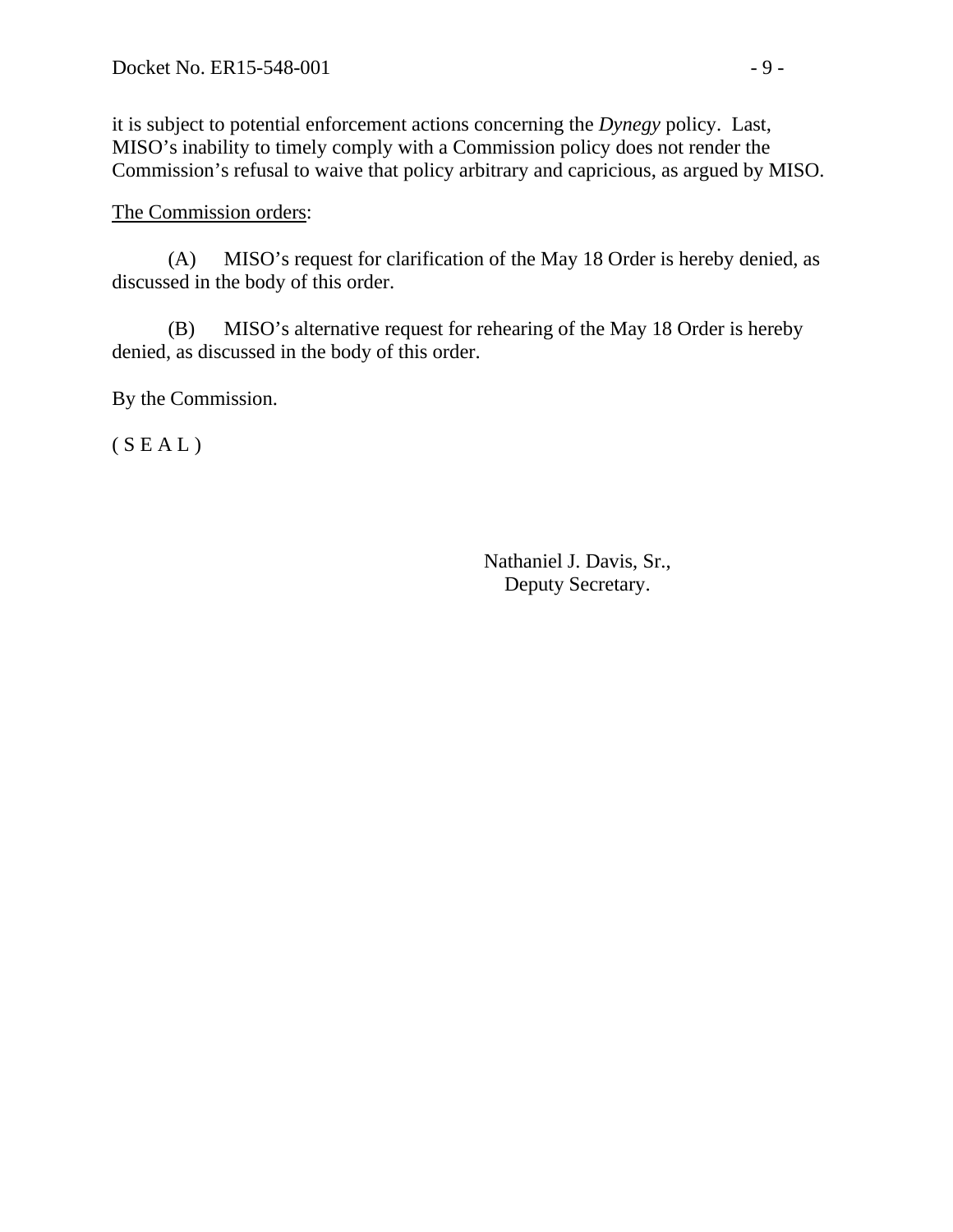it is subject to potential enforcement actions concerning the *Dynegy* policy. Last, MISO's inability to timely comply with a Commission policy does not render the Commission's refusal to waive that policy arbitrary and capricious, as argued by MISO.

<u>The Commission orders</u>:

(A) MISO's request for clarification of the May 18 Order is hereby denied, as discussed in the body of this order.

(B) MISO's alternative request for rehearing of the May 18 Order is hereby denied, as discussed in the body of this order.

By the Commission.

( S E A L )

Nathaniel J. Davis, Sr.,
Deputy Secretary.